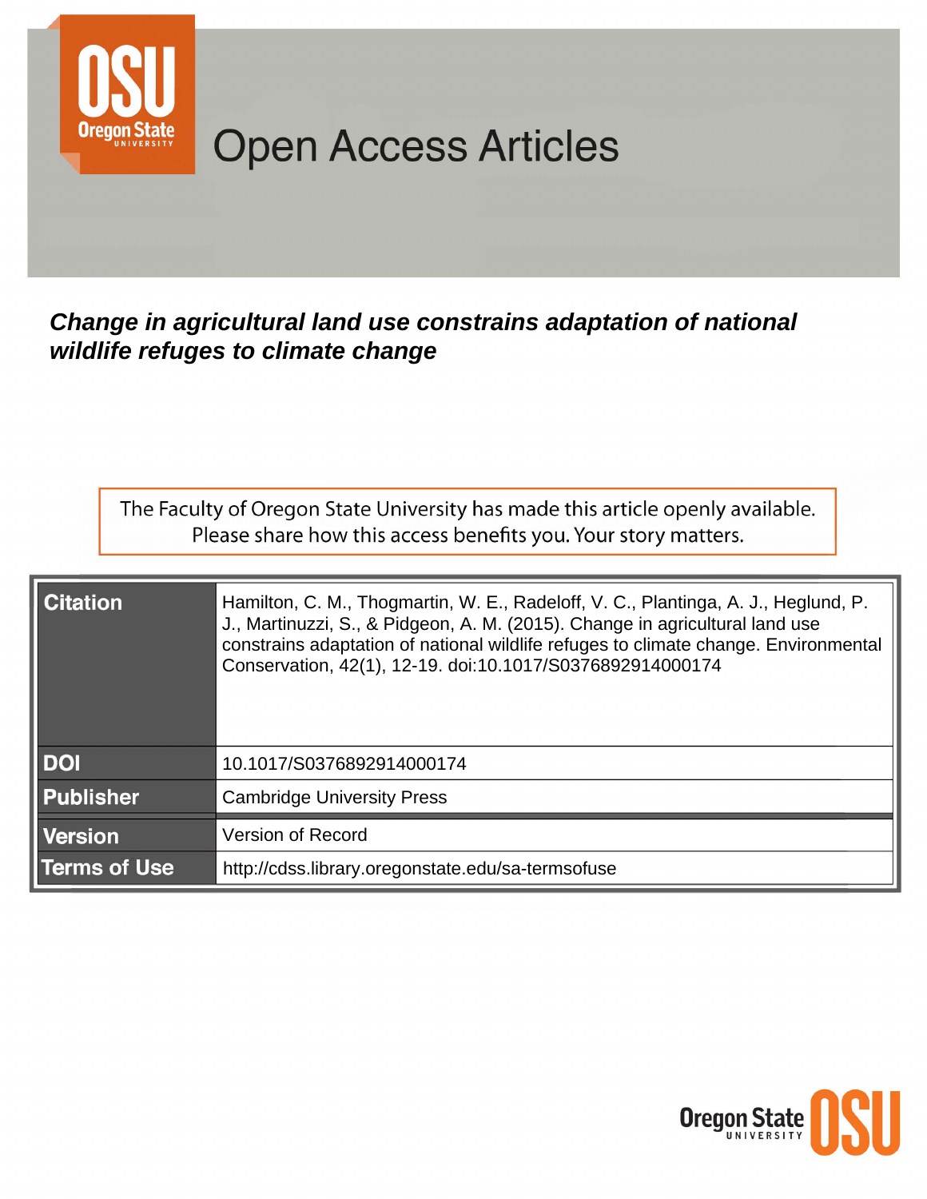# Open Access Articles

***Change in agricultural land use constrains adaptation of national wildlife refuges to climate change***

The Faculty of Oregon State University has made this article openly available. Please share how this access benefits you. Your story matters.

| | |
|---|---|
| **Citation** | Hamilton, C. M., Thogmartin, W. E., Radeloff, V. C., Plantinga, A. J., Heglund, P. J., Martinuzzi, S., & Pidgeon, A. M. (2015). Change in agricultural land use constrains adaptation of national wildlife refuges to climate change. Environmental Conservation, 42(1), 12-19. doi:10.1017/S0376892914000174 |
| **DOI** | 10.1017/S0376892914000174 |
| **Publisher** | Cambridge University Press |
| **Version** | Version of Record |
| **Terms of Use** | http://cdss.library.oregonstate.edu/sa-termsofuse |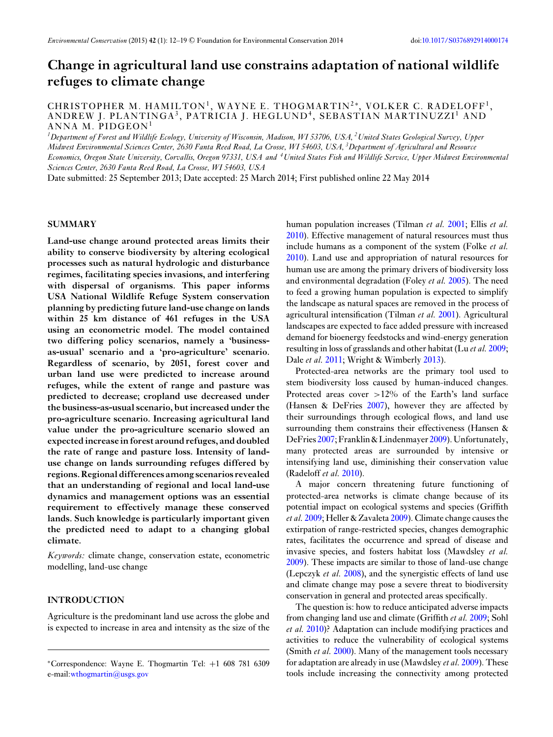# Change in agricultural land use constrains adaptation of national wildlife refuges to climate change

CHRISTOPHER M. HAMILTON[1], WAYNE E. THOGMARTIN[2*], VOLKER C. RADELOFF[1], ANDREW J. PLANTINGA[3], PATRICIA J. HEGLUND[4], SEBASTIAN MARTINUZZI[1] AND ANNA M. PIDGEON[1]

[1]*Department of Forest and Wildlife Ecology, University of Wisconsin, Madison, WI 53706, USA,* [2]*United States Geological Survey, Upper Midwest Environmental Sciences Center, 2630 Fanta Reed Road, La Crosse, WI 54603, USA,* [3]*Department of Agricultural and Resource Economics, Oregon State University, Corvallis, Oregon 97331, USA and* [4]*United States Fish and Wildlife Service, Upper Midwest Environmental Sciences Center, 2630 Fanta Reed Road, La Crosse, WI 54603, USA*

Date submitted: 25 September 2013; Date accepted: 25 March 2014; First published online 22 May 2014

## SUMMARY

**Land-use change around protected areas limits their ability to conserve biodiversity by altering ecological processes such as natural hydrologic and disturbance regimes, facilitating species invasions, and interfering with dispersal of organisms. This paper informs USA National Wildlife Refuge System conservation planning by predicting future land-use change on lands within 25 km distance of 461 refuges in the USA using an econometric model. The model contained two differing policy scenarios, namely a 'business-as-usual' scenario and a 'pro-agriculture' scenario. Regardless of scenario, by 2051, forest cover and urban land use were predicted to increase around refuges, while the extent of range and pasture was predicted to decrease; cropland use decreased under the business-as-usual scenario, but increased under the pro-agriculture scenario. Increasing agricultural land value under the pro-agriculture scenario slowed an expected increase in forest around refuges, and doubled the rate of range and pasture loss. Intensity of land-use change on lands surrounding refuges differed by regions. Regional differences among scenarios revealed that an understanding of regional and local land-use dynamics and management options was an essential requirement to effectively manage these conserved lands. Such knowledge is particularly important given the predicted need to adapt to a changing global climate.**

*Keywords:* climate change, conservation estate, econometric modelling, land-use change

## INTRODUCTION

Agriculture is the predominant land use across the globe and is expected to increase in area and intensity as the size of the human population increases (Tilman *et al.* 2001; Ellis *et al.* 2010). Effective management of natural resources must thus include humans as a component of the system (Folke *et al.* 2010). Land use and appropriation of natural resources for human use are among the primary drivers of biodiversity loss and environmental degradation (Foley *et al.* 2005). The need to feed a growing human population is expected to simplify the landscape as natural spaces are removed in the process of agricultural intensification (Tilman *et al.* 2001). Agricultural landscapes are expected to face added pressure with increased demand for bioenergy feedstocks and wind-energy generation resulting in loss of grasslands and other habitat (Lu *et al.* 2009; Dale *et al.* 2011; Wright & Wimberly 2013).

Protected-area networks are the primary tool used to stem biodiversity loss caused by human-induced changes. Protected areas cover >12% of the Earth's land surface (Hansen & DeFries 2007), however they are affected by their surroundings through ecological flows, and land use surrounding them constrains their effectiveness (Hansen & DeFries 2007; Franklin & Lindenmayer 2009). Unfortunately, many protected areas are surrounded by intensive or intensifying land use, diminishing their conservation value (Radeloff *et al.* 2010).

A major concern threatening future functioning of protected-area networks is climate change because of its potential impact on ecological systems and species (Griffith *et al.* 2009; Heller & Zavaleta 2009). Climate change causes the extirpation of range-restricted species, changes demographic rates, facilitates the occurrence and spread of disease and invasive species, and fosters habitat loss (Mawdsley *et al.* 2009). These impacts are similar to those of land-use change (Lepczyk *et al.* 2008), and the synergistic effects of land use and climate change may pose a severe threat to biodiversity conservation in general and protected areas specifically.

The question is: how to reduce anticipated adverse impacts from changing land use and climate (Griffith *et al.* 2009; Sohl *et al.* 2010)? Adaptation can include modifying practices and activities to reduce the vulnerability of ecological systems (Smith *et al.* 2000). Many of the management tools necessary for adaptation are already in use (Mawdsley *et al.* 2009). These tools include increasing the connectivity among protected

*Correspondence: Wayne E. Thogmartin Tel: +1 608 781 6309 e-mail: wthogmartin@usgs.gov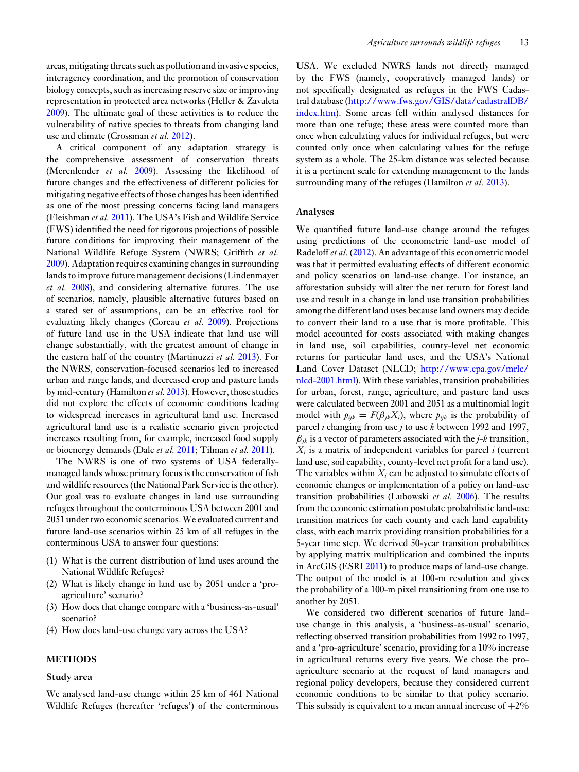areas, mitigating threats such as pollution and invasive species, interagency coordination, and the promotion of conservation biology concepts, such as increasing reserve size or improving representation in protected area networks (Heller & Zavaleta 2009). The ultimate goal of these activities is to reduce the vulnerability of native species to threats from changing land use and climate (Crossman *et al.* 2012).

A critical component of any adaptation strategy is the comprehensive assessment of conservation threats (Merenlender *et al.* 2009). Assessing the likelihood of future changes and the effectiveness of different policies for mitigating negative effects of those changes has been identified as one of the most pressing concerns facing land managers (Fleishman *et al.* 2011). The USA's Fish and Wildlife Service (FWS) identified the need for rigorous projections of possible future conditions for improving their management of the National Wildlife Refuge System (NWRS; Griffith *et al.* 2009). Adaptation requires examining changes in surrounding lands to improve future management decisions (Lindenmayer *et al.* 2008), and considering alternative futures. The use of scenarios, namely, plausible alternative futures based on a stated set of assumptions, can be an effective tool for evaluating likely changes (Coreau *et al.* 2009). Projections of future land use in the USA indicate that land use will change substantially, with the greatest amount of change in the eastern half of the country (Martinuzzi *et al.* 2013). For the NWRS, conservation-focused scenarios led to increased urban and range lands, and decreased crop and pasture lands by mid-century (Hamilton *et al.* 2013). However, those studies did not explore the effects of economic conditions leading to widespread increases in agricultural land use. Increased agricultural land use is a realistic scenario given projected increases resulting from, for example, increased food supply or bioenergy demands (Dale *et al.* 2011; Tilman *et al.* 2011).

The NWRS is one of two systems of USA federally-managed lands whose primary focus is the conservation of fish and wildlife resources (the National Park Service is the other). Our goal was to evaluate changes in land use surrounding refuges throughout the conterminous USA between 2001 and 2051 under two economic scenarios. We evaluated current and future land-use scenarios within 25 km of all refuges in the conterminous USA to answer four questions:

(1) What is the current distribution of land uses around the National Wildlife Refuges?
(2) What is likely change in land use by 2051 under a 'pro-agriculture' scenario?
(3) How does that change compare with a 'business-as-usual' scenario?
(4) How does land-use change vary across the USA?

## METHODS

### Study area

We analysed land-use change within 25 km of 461 National Wildlife Refuges (hereafter 'refuges') of the conterminous USA. We excluded NWRS lands not directly managed by the FWS (namely, cooperatively managed lands) or not specifically designated as refuges in the FWS Cadastral database (http://www.fws.gov/GIS/data/cadastralDB/index.htm). Some areas fell within analysed distances for more than one refuge; these areas were counted more than once when calculating values for individual refuges, but were counted only once when calculating values for the refuge system as a whole. The 25-km distance was selected because it is a pertinent scale for extending management to the lands surrounding many of the refuges (Hamilton *et al.* 2013).

### Analyses

We quantified future land-use change around the refuges using predictions of the econometric land-use model of Radeloff *et al.* (2012). An advantage of this econometric model was that it permitted evaluating effects of different economic and policy scenarios on land-use change. For instance, an afforestation subsidy will alter the net return for forest land use and result in a change in land use transition probabilities among the different land uses because land owners may decide to convert their land to a use that is more profitable. This model accounted for costs associated with making changes in land use, soil capabilities, county-level net economic returns for particular land uses, and the USA's National Land Cover Dataset (NLCD; http://www.epa.gov/mrlc/nlcd-2001.html). With these variables, transition probabilities for urban, forest, range, agriculture, and pasture land uses were calculated between 2001 and 2051 as a multinomial logit model with $p_{ijk} = F(\beta_{jk}X_i)$, where $p_{ijk}$ is the probability of parcel $i$ changing from use $j$ to use $k$ between 1992 and 1997, $\beta_{jk}$ is a vector of parameters associated with the $j$-$k$ transition, $X_i$ is a matrix of independent variables for parcel $i$ (current land use, soil capability, county-level net profit for a land use). The variables within $X_i$ can be adjusted to simulate effects of economic changes or implementation of a policy on land-use transition probabilities (Lubowski *et al.* 2006). The results from the economic estimation postulate probabilistic land-use transition matrices for each county and each land capability class, with each matrix providing transition probabilities for a 5-year time step. We derived 50-year transition probabilities by applying matrix multiplication and combined the inputs in ArcGIS (ESRI 2011) to produce maps of land-use change. The output of the model is at 100-m resolution and gives the probability of a 100-m pixel transitioning from one use to another by 2051.

We considered two different scenarios of future land-use change in this analysis, a 'business-as-usual' scenario, reflecting observed transition probabilities from 1992 to 1997, and a 'pro-agriculture' scenario, providing for a 10% increase in agricultural returns every five years. We chose the pro-agriculture scenario at the request of land managers and regional policy developers, because they considered current economic conditions to be similar to that policy scenario. This subsidy is equivalent to a mean annual increase of +2%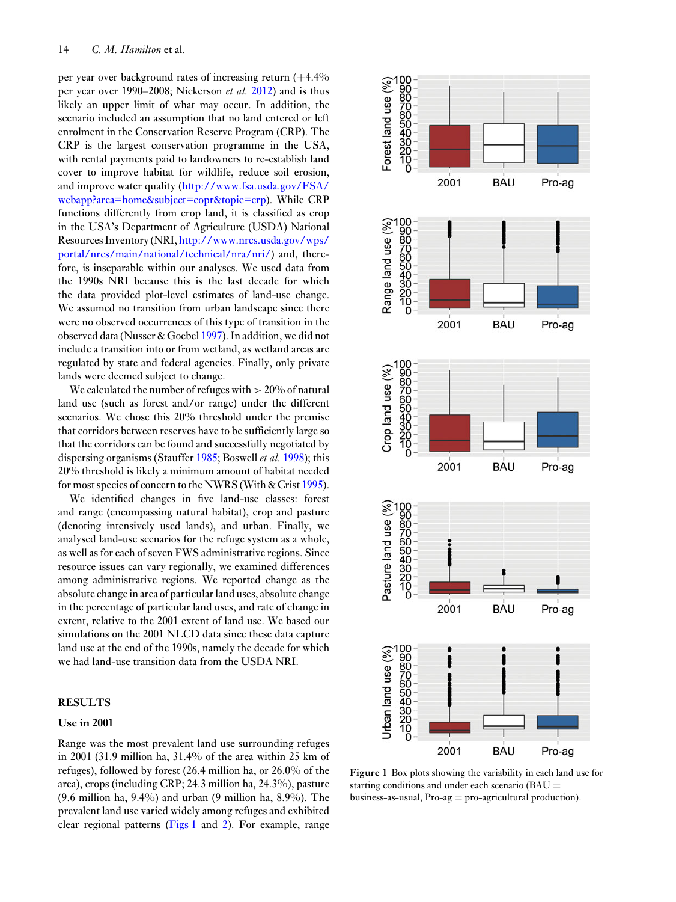per year over background rates of increasing return (+4.4% per year over 1990–2008; Nickerson *et al.* 2012) and is thus likely an upper limit of what may occur. In addition, the scenario included an assumption that no land entered or left enrolment in the Conservation Reserve Program (CRP). The CRP is the largest conservation programme in the USA, with rental payments paid to landowners to re-establish land cover to improve habitat for wildlife, reduce soil erosion, and improve water quality (http://www.fsa.usda.gov/FSA/webapp?area=home&subject=copr&topic=crp). While CRP functions differently from crop land, it is classified as crop in the USA's Department of Agriculture (USDA) National Resources Inventory (NRI, http://www.nrcs.usda.gov/wps/portal/nrcs/main/national/technical/nra/nri/) and, therefore, is inseparable within our analyses. We used data from the 1990s NRI because this is the last decade for which the data provided plot-level estimates of land-use change. We assumed no transition from urban landscape since there were no observed occurrences of this type of transition in the observed data (Nusser & Goebel 1997). In addition, we did not include a transition into or from wetland, as wetland areas are regulated by state and federal agencies. Finally, only private lands were deemed subject to change.

We calculated the number of refuges with > 20% of natural land use (such as forest and/or range) under the different scenarios. We chose this 20% threshold under the premise that corridors between reserves have to be sufficiently large so that the corridors can be found and successfully negotiated by dispersing organisms (Stauffer 1985; Boswell *et al.* 1998); this 20% threshold is likely a minimum amount of habitat needed for most species of concern to the NWRS (With & Crist 1995).

We identified changes in five land-use classes: forest and range (encompassing natural habitat), crop and pasture (denoting intensively used lands), and urban. Finally, we analysed land-use scenarios for the refuge system as a whole, as well as for each of seven FWS administrative regions. Since resource issues can vary regionally, we examined differences among administrative regions. We reported change as the absolute change in area of particular land uses, absolute change in the percentage of particular land uses, and rate of change in extent, relative to the 2001 extent of land use. We based our simulations on the 2001 NLCD data since these data capture land use at the end of the 1990s, namely the decade for which we had land-use transition data from the USDA NRI.

## RESULTS

### Use in 2001

Range was the most prevalent land use surrounding refuges in 2001 (31.9 million ha, 31.4% of the area within 25 km of refuges), followed by forest (26.4 million ha, or 26.0% of the area), crops (including CRP; 24.3 million ha, 24.3%), pasture (9.6 million ha, 9.4%) and urban (9 million ha, 8.9%). The prevalent land use varied widely among refuges and exhibited clear regional patterns (Figs 1 and 2). For example, range

**Figure 1** Box plots showing the variability in each land use for starting conditions and under each scenario (BAU = business-as-usual, Pro-ag = pro-agricultural production).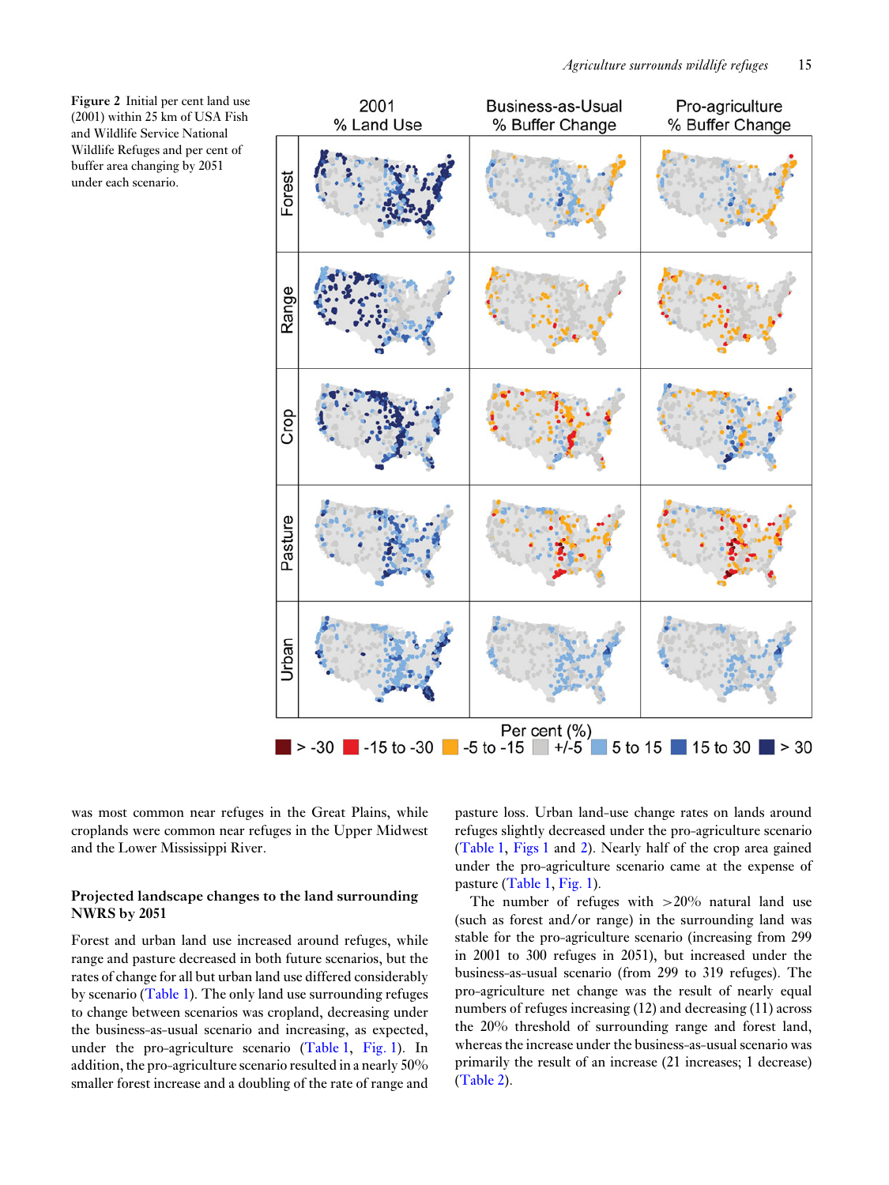Figure 2 Initial per cent land use (2001) within 25 km of USA Fish and Wildlife Service National Wildlife Refuges and per cent of buffer area changing by 2051 under each scenario.

was most common near refuges in the Great Plains, while croplands were common near refuges in the Upper Midwest and the Lower Mississippi River.

### Projected landscape changes to the land surrounding NWRS by 2051

Forest and urban land use increased around refuges, while range and pasture decreased in both future scenarios, but the rates of change for all but urban land use differed considerably by scenario (Table 1). The only land use surrounding refuges to change between scenarios was cropland, decreasing under the business-as-usual scenario and increasing, as expected, under the pro-agriculture scenario (Table 1, Fig. 1). In addition, the pro-agriculture scenario resulted in a nearly 50% smaller forest increase and a doubling of the rate of range and pasture loss. Urban land-use change rates on lands around refuges slightly decreased under the pro-agriculture scenario (Table 1, Figs 1 and 2). Nearly half of the crop area gained under the pro-agriculture scenario came at the expense of pasture (Table 1, Fig. 1).

The number of refuges with >20% natural land use (such as forest and/or range) in the surrounding land was stable for the pro-agriculture scenario (increasing from 299 in 2001 to 300 refuges in 2051), but increased under the business-as-usual scenario (from 299 to 319 refuges). The pro-agriculture net change was the result of nearly equal numbers of refuges increasing (12) and decreasing (11) across the 20% threshold of surrounding range and forest land, whereas the increase under the business-as-usual scenario was primarily the result of an increase (21 increases; 1 decrease) (Table 2).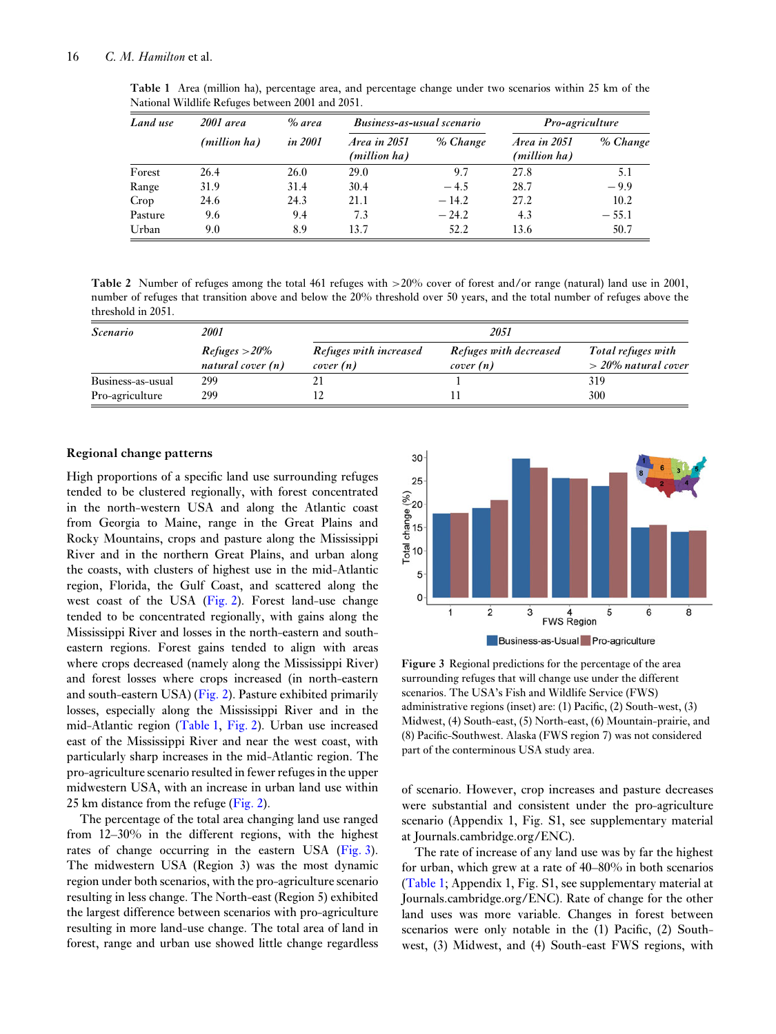**Table 1** Area (million ha), percentage area, and percentage change under two scenarios within 25 km of the National Wildlife Refuges between 2001 and 2051.

| Land use | 2001 area (million ha) | % area in 2001 | Business-as-usual scenario | | Pro-agriculture | |
|---|---|---|---|---|---|---|
| | | | Area in 2051 (million ha) | % Change | Area in 2051 (million ha) | % Change |
| Forest | 26.4 | 26.0 | 29.0 | 9.7 | 27.8 | 5.1 |
| Range | 31.9 | 31.4 | 30.4 | −4.5 | 28.7 | −9.9 |
| Crop | 24.6 | 24.3 | 21.1 | −14.2 | 27.2 | 10.2 |
| Pasture | 9.6 | 9.4 | 7.3 | −24.2 | 4.3 | −55.1 |
| Urban | 9.0 | 8.9 | 13.7 | 52.2 | 13.6 | 50.7 |

**Table 2** Number of refuges among the total 461 refuges with >20% cover of forest and/or range (natural) land use in 2001, number of refuges that transition above and below the 20% threshold over 50 years, and the total number of refuges above the threshold in 2051.

| Scenario | 2001 | 2051 | | |
|---|---|---|---|---|
| | Refuges >20% natural cover (n) | Refuges with increased cover (n) | Refuges with decreased cover (n) | Total refuges with > 20% natural cover |
| Business-as-usual | 299 | 21 | 1 | 319 |
| Pro-agriculture | 299 | 12 | 11 | 300 |

## Regional change patterns

High proportions of a specific land use surrounding refuges tended to be clustered regionally, with forest concentrated in the north-western USA and along the Atlantic coast from Georgia to Maine, range in the Great Plains and Rocky Mountains, crops and pasture along the Mississippi River and in the northern Great Plains, and urban along the coasts, with clusters of highest use in the mid-Atlantic region, Florida, the Gulf Coast, and scattered along the west coast of the USA (Fig. 2). Forest land-use change tended to be concentrated regionally, with gains along the Mississippi River and losses in the north-eastern and south-eastern regions. Forest gains tended to align with areas where crops decreased (namely along the Mississippi River) and forest losses where crops increased (in north-eastern and south-eastern USA) (Fig. 2). Pasture exhibited primarily losses, especially along the Mississippi River and in the mid-Atlantic region (Table 1, Fig. 2). Urban use increased east of the Mississippi River and near the west coast, with particularly sharp increases in the mid-Atlantic region. The pro-agriculture scenario resulted in fewer refuges in the upper midwestern USA, with an increase in urban land use within 25 km distance from the refuge (Fig. 2).

The percentage of the total area changing land use ranged from 12–30% in the different regions, with the highest rates of change occurring in the eastern USA (Fig. 3). The midwestern USA (Region 3) was the most dynamic region under both scenarios, with the pro-agriculture scenario resulting in less change. The North-east (Region 5) exhibited the largest difference between scenarios with pro-agriculture resulting in more land-use change. The total area of land in forest, range and urban use showed little change regardless of scenario. However, crop increases and pasture decreases were substantial and consistent under the pro-agriculture scenario (Appendix 1, Fig. S1, see supplementary material at Journals.cambridge.org/ENC).

**Figure 3** Regional predictions for the percentage of the area surrounding refuges that will change use under the different scenarios. The USA's Fish and Wildlife Service (FWS) administrative regions (inset) are: (1) Pacific, (2) South-west, (3) Midwest, (4) South-east, (5) North-east, (6) Mountain-prairie, and (8) Pacific-Southwest. Alaska (FWS region 7) was not considered part of the conterminous USA study area.

The rate of increase of any land use was by far the highest for urban, which grew at a rate of 40–80% in both scenarios (Table 1; Appendix 1, Fig. S1, see supplementary material at Journals.cambridge.org/ENC). Rate of change for the other land uses was more variable. Changes in forest between scenarios were only notable in the (1) Pacific, (2) South-west, (3) Midwest, and (4) South-east FWS regions, with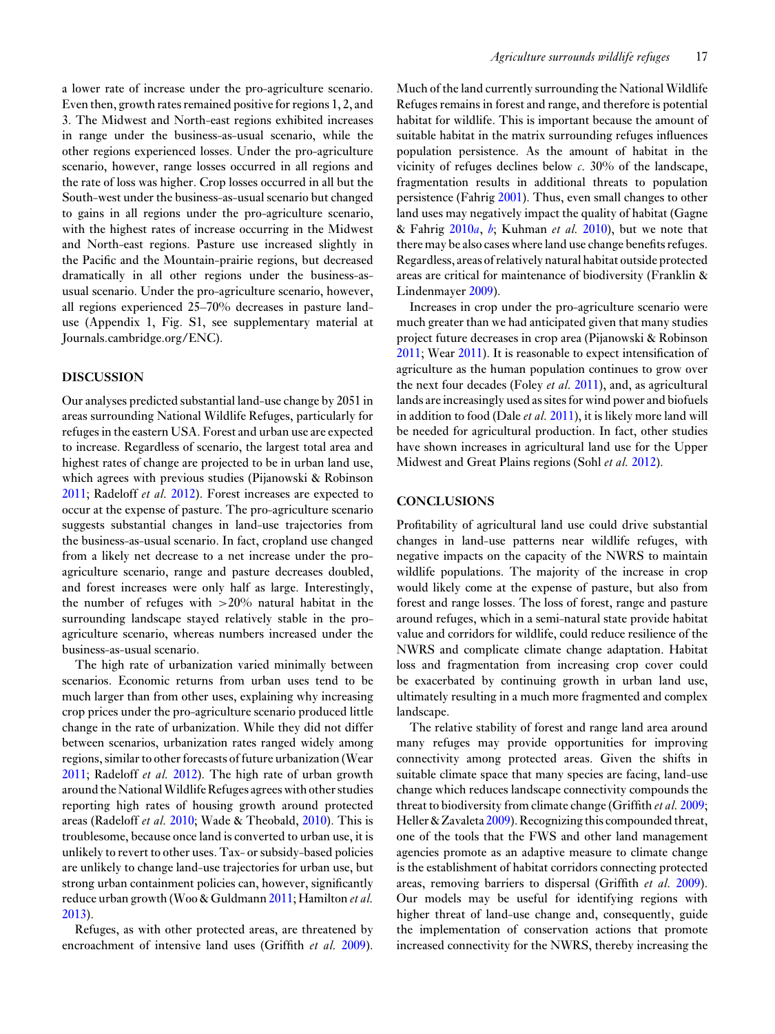a lower rate of increase under the pro-agriculture scenario. Even then, growth rates remained positive for regions 1, 2, and 3. The Midwest and North-east regions exhibited increases in range under the business-as-usual scenario, while the other regions experienced losses. Under the pro-agriculture scenario, however, range losses occurred in all regions and the rate of loss was higher. Crop losses occurred in all but the South-west under the business-as-usual scenario but changed to gains in all regions under the pro-agriculture scenario, with the highest rates of increase occurring in the Midwest and North-east regions. Pasture use increased slightly in the Pacific and the Mountain-prairie regions, but decreased dramatically in all other regions under the business-as-usual scenario. Under the pro-agriculture scenario, however, all regions experienced 25–70% decreases in pasture land-use (Appendix 1, Fig. S1, see supplementary material at Journals.cambridge.org/ENC).

## DISCUSSION

Our analyses predicted substantial land-use change by 2051 in areas surrounding National Wildlife Refuges, particularly for refuges in the eastern USA. Forest and urban use are expected to increase. Regardless of scenario, the largest total area and highest rates of change are projected to be in urban land use, which agrees with previous studies (Pijanowski & Robinson 2011; Radeloff *et al.* 2012). Forest increases are expected to occur at the expense of pasture. The pro-agriculture scenario suggests substantial changes in land-use trajectories from the business-as-usual scenario. In fact, cropland use changed from a likely net decrease to a net increase under the pro-agriculture scenario, range and pasture decreases doubled, and forest increases were only half as large. Interestingly, the number of refuges with >20% natural habitat in the surrounding landscape stayed relatively stable in the pro-agriculture scenario, whereas numbers increased under the business-as-usual scenario.

The high rate of urbanization varied minimally between scenarios. Economic returns from urban uses tend to be much larger than from other uses, explaining why increasing crop prices under the pro-agriculture scenario produced little change in the rate of urbanization. While they did not differ between scenarios, urbanization rates ranged widely among regions, similar to other forecasts of future urbanization (Wear 2011; Radeloff *et al.* 2012). The high rate of urban growth around the National Wildlife Refuges agrees with other studies reporting high rates of housing growth around protected areas (Radeloff *et al.* 2010; Wade & Theobald, 2010). This is troublesome, because once land is converted to urban use, it is unlikely to revert to other uses. Tax- or subsidy-based policies are unlikely to change land-use trajectories for urban use, but strong urban containment policies can, however, significantly reduce urban growth (Woo & Guldmann 2011; Hamilton *et al.* 2013).

Refuges, as with other protected areas, are threatened by encroachment of intensive land uses (Griffith *et al.* 2009). Much of the land currently surrounding the National Wildlife Refuges remains in forest and range, and therefore is potential habitat for wildlife. This is important because the amount of suitable habitat in the matrix surrounding refuges influences population persistence. As the amount of habitat in the vicinity of refuges declines below *c.* 30% of the landscape, fragmentation results in additional threats to population persistence (Fahrig 2001). Thus, even small changes to other land uses may negatively impact the quality of habitat (Gagne & Fahrig 2010*a*, *b*; Kuhman *et al.* 2010), but we note that there may be also cases where land use change benefits refuges. Regardless, areas of relatively natural habitat outside protected areas are critical for maintenance of biodiversity (Franklin & Lindenmayer 2009).

Increases in crop under the pro-agriculture scenario were much greater than we had anticipated given that many studies project future decreases in crop area (Pijanowski & Robinson 2011; Wear 2011). It is reasonable to expect intensification of agriculture as the human population continues to grow over the next four decades (Foley *et al.* 2011), and, as agricultural lands are increasingly used as sites for wind power and biofuels in addition to food (Dale *et al.* 2011), it is likely more land will be needed for agricultural production. In fact, other studies have shown increases in agricultural land use for the Upper Midwest and Great Plains regions (Sohl *et al.* 2012).

## CONCLUSIONS

Profitability of agricultural land use could drive substantial changes in land-use patterns near wildlife refuges, with negative impacts on the capacity of the NWRS to maintain wildlife populations. The majority of the increase in crop would likely come at the expense of pasture, but also from forest and range losses. The loss of forest, range and pasture around refuges, which in a semi-natural state provide habitat value and corridors for wildlife, could reduce resilience of the NWRS and complicate climate change adaptation. Habitat loss and fragmentation from increasing crop cover could be exacerbated by continuing growth in urban land use, ultimately resulting in a much more fragmented and complex landscape.

The relative stability of forest and range land area around many refuges may provide opportunities for improving connectivity among protected areas. Given the shifts in suitable climate space that many species are facing, land-use change which reduces landscape connectivity compounds the threat to biodiversity from climate change (Griffith *et al.* 2009; Heller & Zavaleta 2009). Recognizing this compounded threat, one of the tools that the FWS and other land management agencies promote as an adaptive measure to climate change is the establishment of habitat corridors connecting protected areas, removing barriers to dispersal (Griffith *et al.* 2009). Our models may be useful for identifying regions with higher threat of land-use change and, consequently, guide the implementation of conservation actions that promote increased connectivity for the NWRS, thereby increasing the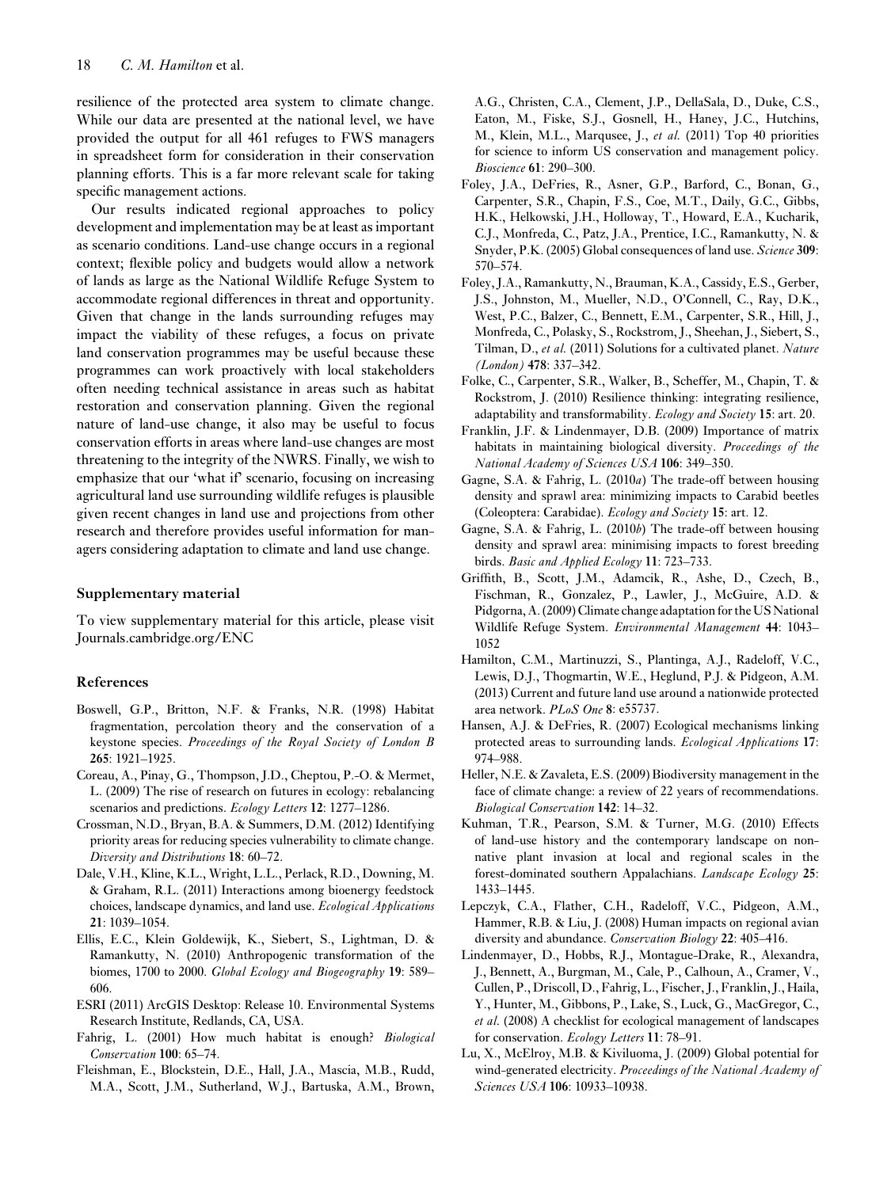resilience of the protected area system to climate change. While our data are presented at the national level, we have provided the output for all 461 refuges to FWS managers in spreadsheet form for consideration in their conservation planning efforts. This is a far more relevant scale for taking specific management actions.

Our results indicated regional approaches to policy development and implementation may be at least as important as scenario conditions. Land-use change occurs in a regional context; flexible policy and budgets would allow a network of lands as large as the National Wildlife Refuge System to accommodate regional differences in threat and opportunity. Given that change in the lands surrounding refuges may impact the viability of these refuges, a focus on private land conservation programmes may be useful because these programmes can work proactively with local stakeholders often needing technical assistance in areas such as habitat restoration and conservation planning. Given the regional nature of land-use change, it also may be useful to focus conservation efforts in areas where land-use changes are most threatening to the integrity of the NWRS. Finally, we wish to emphasize that our 'what if' scenario, focusing on increasing agricultural land use surrounding wildlife refuges is plausible given recent changes in land use and projections from other research and therefore provides useful information for managers considering adaptation to climate and land use change.

### Supplementary material

To view supplementary material for this article, please visit Journals.cambridge.org/ENC

### References

Boswell, G.P., Britton, N.F. & Franks, N.R. (1998) Habitat fragmentation, percolation theory and the conservation of a keystone species. *Proceedings of the Royal Society of London B* **265**: 1921–1925.

Coreau, A., Pinay, G., Thompson, J.D., Cheptou, P.-O. & Mermet, L. (2009) The rise of research on futures in ecology: rebalancing scenarios and predictions. *Ecology Letters* **12**: 1277–1286.

Crossman, N.D., Bryan, B.A. & Summers, D.M. (2012) Identifying priority areas for reducing species vulnerability to climate change. *Diversity and Distributions* **18**: 60–72.

Dale, V.H., Kline, K.L., Wright, L.L., Perlack, R.D., Downing, M. & Graham, R.L. (2011) Interactions among bioenergy feedstock choices, landscape dynamics, and land use. *Ecological Applications* **21**: 1039–1054.

Ellis, E.C., Klein Goldewijk, K., Siebert, S., Lightman, D. & Ramankutty, N. (2010) Anthropogenic transformation of the biomes, 1700 to 2000. *Global Ecology and Biogeography* **19**: 589–606.

ESRI (2011) ArcGIS Desktop: Release 10. Environmental Systems Research Institute, Redlands, CA, USA.

Fahrig, L. (2001) How much habitat is enough? *Biological Conservation* **100**: 65–74.

Fleishman, E., Blockstein, D.E., Hall, J.A., Mascia, M.B., Rudd, M.A., Scott, J.M., Sutherland, W.J., Bartuska, A.M., Brown, A.G., Christen, C.A., Clement, J.P., DellaSala, D., Duke, C.S., Eaton, M., Fiske, S.J., Gosnell, H., Haney, J.C., Hutchins, M., Klein, M.L., Marqusee, J., *et al.* (2011) Top 40 priorities for science to inform US conservation and management policy. *Bioscience* **61**: 290–300.

Foley, J.A., DeFries, R., Asner, G.P., Barford, C., Bonan, G., Carpenter, S.R., Chapin, F.S., Coe, M.T., Daily, G.C., Gibbs, H.K., Helkowski, J.H., Holloway, T., Howard, E.A., Kucharik, C.J., Monfreda, C., Patz, J.A., Prentice, I.C., Ramankutty, N. & Snyder, P.K. (2005) Global consequences of land use. *Science* **309**: 570–574.

Foley, J.A., Ramankutty, N., Brauman, K.A., Cassidy, E.S., Gerber, J.S., Johnston, M., Mueller, N.D., O'Connell, C., Ray, D.K., West, P.C., Balzer, C., Bennett, E.M., Carpenter, S.R., Hill, J., Monfreda, C., Polasky, S., Rockstrom, J., Sheehan, J., Siebert, S., Tilman, D., *et al.* (2011) Solutions for a cultivated planet. *Nature (London)* **478**: 337–342.

Folke, C., Carpenter, S.R., Walker, B., Scheffer, M., Chapin, T. & Rockstrom, J. (2010) Resilience thinking: integrating resilience, adaptability and transformability. *Ecology and Society* **15**: art. 20.

Franklin, J.F. & Lindenmayer, D.B. (2009) Importance of matrix habitats in maintaining biological diversity. *Proceedings of the National Academy of Sciences USA* **106**: 349–350.

Gagne, S.A. & Fahrig, L. (2010*a*) The trade-off between housing density and sprawl area: minimizing impacts to Carabid beetles (Coleoptera: Carabidae). *Ecology and Society* **15**: art. 12.

Gagne, S.A. & Fahrig, L. (2010*b*) The trade-off between housing density and sprawl area: minimising impacts to forest breeding birds. *Basic and Applied Ecology* **11**: 723–733.

Griffith, B., Scott, J.M., Adamcik, R., Ashe, D., Czech, B., Fischman, R., Gonzalez, P., Lawler, J., McGuire, A.D. & Pidgorna, A. (2009) Climate change adaptation for the US National Wildlife Refuge System. *Environmental Management* **44**: 1043–1052

Hamilton, C.M., Martinuzzi, S., Plantinga, A.J., Radeloff, V.C., Lewis, D.J., Thogmartin, W.E., Heglund, P.J. & Pidgeon, A.M. (2013) Current and future land use around a nationwide protected area network. *PLoS One* **8**: e55737.

Hansen, A.J. & DeFries, R. (2007) Ecological mechanisms linking protected areas to surrounding lands. *Ecological Applications* **17**: 974–988.

Heller, N.E. & Zavaleta, E.S. (2009) Biodiversity management in the face of climate change: a review of 22 years of recommendations. *Biological Conservation* **142**: 14–32.

Kuhman, T.R., Pearson, S.M. & Turner, M.G. (2010) Effects of land-use history and the contemporary landscape on non-native plant invasion at local and regional scales in the forest-dominated southern Appalachians. *Landscape Ecology* **25**: 1433–1445.

Lepczyk, C.A., Flather, C.H., Radeloff, V.C., Pidgeon, A.M., Hammer, R.B. & Liu, J. (2008) Human impacts on regional avian diversity and abundance. *Conservation Biology* **22**: 405–416.

Lindenmayer, D., Hobbs, R.J., Montague-Drake, R., Alexandra, J., Bennett, A., Burgman, M., Cale, P., Calhoun, A., Cramer, V., Cullen, P., Driscoll, D., Fahrig, L., Fischer, J., Franklin, J., Haila, Y., Hunter, M., Gibbons, P., Lake, S., Luck, G., MacGregor, C., *et al.* (2008) A checklist for ecological management of landscapes for conservation. *Ecology Letters* **11**: 78–91.

Lu, X., McElroy, M.B. & Kiviluoma, J. (2009) Global potential for wind-generated electricity. *Proceedings of the National Academy of Sciences USA* **106**: 10933–10938.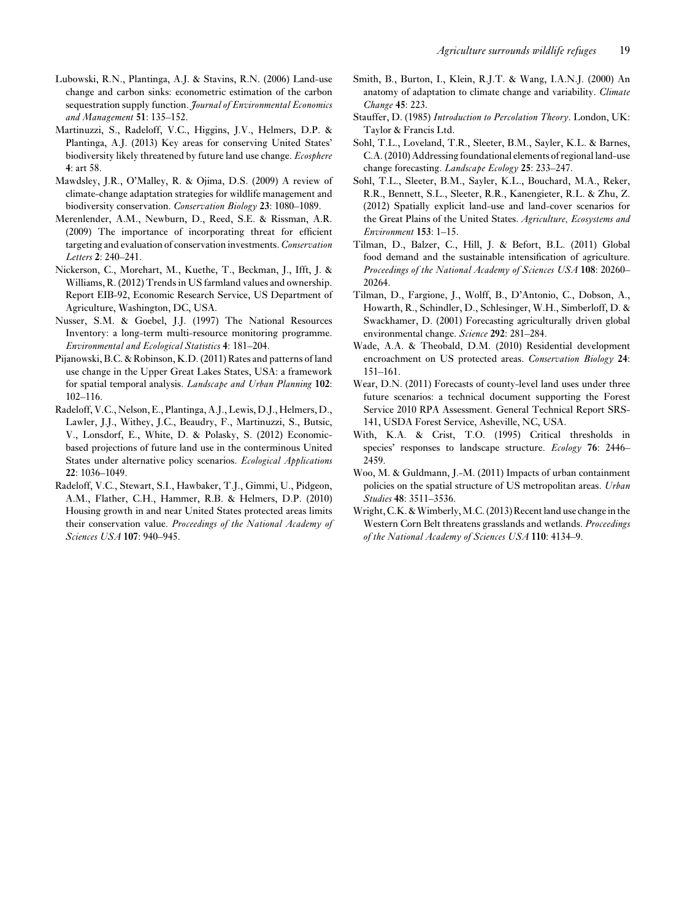Lubowski, R.N., Plantinga, A.J. & Stavins, R.N. (2006) Land-use change and carbon sinks: econometric estimation of the carbon sequestration supply function. *Journal of Environmental Economics and Management* **51**: 135–152.

Martinuzzi, S., Radeloff, V.C., Higgins, J.V., Helmers, D.P. & Plantinga, A.J. (2013) Key areas for conserving United States' biodiversity likely threatened by future land use change. *Ecosphere* **4**: art 58.

Mawdsley, J.R., O'Malley, R. & Ojima, D.S. (2009) A review of climate-change adaptation strategies for wildlife management and biodiversity conservation. *Conservation Biology* **23**: 1080–1089.

Merenlender, A.M., Newburn, D., Reed, S.E. & Rissman, A.R. (2009) The importance of incorporating threat for efficient targeting and evaluation of conservation investments. *Conservation Letters* **2**: 240–241.

Nickerson, C., Morehart, M., Kuethe, T., Beckman, J., Ifft, J. & Williams, R. (2012) Trends in US farmland values and ownership. Report EIB-92, Economic Research Service, US Department of Agriculture, Washington, DC, USA.

Nusser, S.M. & Goebel, J.J. (1997) The National Resources Inventory: a long-term multi-resource monitoring programme. *Environmental and Ecological Statistics* **4**: 181–204.

Pijanowski, B.C. & Robinson, K.D. (2011) Rates and patterns of land use change in the Upper Great Lakes States, USA: a framework for spatial temporal analysis. *Landscape and Urban Planning* **102**: 102–116.

Radeloff, V.C., Nelson, E., Plantinga, A.J., Lewis, D.J., Helmers, D., Lawler, J.J., Withey, J.C., Beaudry, F., Martinuzzi, S., Butsic, V., Lonsdorf, E., White, D. & Polasky, S. (2012) Economic-based projections of future land use in the conterminous United States under alternative policy scenarios. *Ecological Applications* **22**: 1036–1049.

Radeloff, V.C., Stewart, S.I., Hawbaker, T.J., Gimmi, U., Pidgeon, A.M., Flather, C.H., Hammer, R.B. & Helmers, D.P. (2010) Housing growth in and near United States protected areas limits their conservation value. *Proceedings of the National Academy of Sciences USA* **107**: 940–945.

Smith, B., Burton, I., Klein, R.J.T. & Wang, I.A.N.J. (2000) An anatomy of adaptation to climate change and variability. *Climate Change* **45**: 223.

Stauffer, D. (1985) *Introduction to Percolation Theory*. London, UK: Taylor & Francis Ltd.

Sohl, T.L., Loveland, T.R., Sleeter, B.M., Sayler, K.L. & Barnes, C.A. (2010) Addressing foundational elements of regional land-use change forecasting. *Landscape Ecology* **25**: 233–247.

Sohl, T.L., Sleeter, B.M., Sayler, K.L., Bouchard, M.A., Reker, R.R., Bennett, S.L., Sleeter, R.R., Kanengieter, R.L. & Zhu, Z. (2012) Spatially explicit land-use and land-cover scenarios for the Great Plains of the United States. *Agriculture, Ecosystems and Environment* **153**: 1–15.

Tilman, D., Balzer, C., Hill, J. & Befort, B.L. (2011) Global food demand and the sustainable intensification of agriculture. *Proceedings of the National Academy of Sciences USA* **108**: 20260–20264.

Tilman, D., Fargione, J., Wolff, B., D'Antonio, C., Dobson, A., Howarth, R., Schindler, D., Schlesinger, W.H., Simberloff, D. & Swackhamer, D. (2001) Forecasting agriculturally driven global environmental change. *Science* **292**: 281–284.

Wade, A.A. & Theobald, D.M. (2010) Residential development encroachment on US protected areas. *Conservation Biology* **24**: 151–161.

Wear, D.N. (2011) Forecasts of county-level land uses under three future scenarios: a technical document supporting the Forest Service 2010 RPA Assessment. General Technical Report SRS-141, USDA Forest Service, Asheville, NC, USA.

With, K.A. & Crist, T.O. (1995) Critical thresholds in species' responses to landscape structure. *Ecology* **76**: 2446–2459.

Woo, M. & Guldmann, J.-M. (2011) Impacts of urban containment policies on the spatial structure of US metropolitan areas. *Urban Studies* **48**: 3511–3536.

Wright, C.K. & Wimberly, M.C. (2013) Recent land use change in the Western Corn Belt threatens grasslands and wetlands. *Proceedings of the National Academy of Sciences USA* **110**: 4134–9.